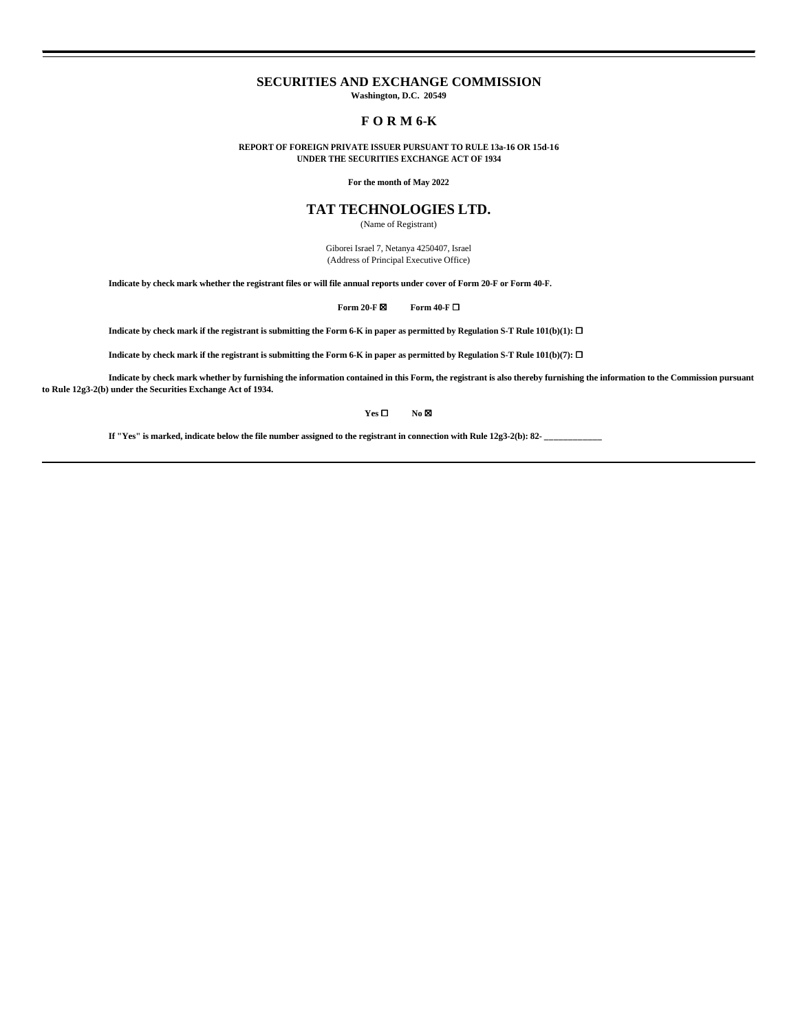# SECURITIES AND EXCHANGE COMMISSION

**Washington, D.C. 20549**

## F O R M 6-K

**REPORT OF FOREIGN PRIVATE ISSUER PURSUANT TO RULE 13a-16 OR 15d-16**
**UNDER THE SECURITIES EXCHANGE ACT OF 1934**

**For the month of May 2022**

## TAT TECHNOLOGIES LTD.

(Name of Registrant)

Giborei Israel 7, Netanya 4250407, Israel
(Address of Principal Executive Office)

**Indicate by check mark whether the registrant files or will file annual reports under cover of Form 20-F or Form 40-F.**

**Form 20-F ☒ Form 40-F ☐**

**Indicate by check mark if the registrant is submitting the Form 6-K in paper as permitted by Regulation S-T Rule 101(b)(1): ☐**

**Indicate by check mark if the registrant is submitting the Form 6-K in paper as permitted by Regulation S-T Rule 101(b)(7): ☐**

**Indicate by check mark whether by furnishing the information contained in this Form, the registrant is also thereby furnishing the information to the Commission pursuant to Rule 12g3-2(b) under the Securities Exchange Act of 1934.**

**Yes ☐ No ☒**

**If "Yes" is marked, indicate below the file number assigned to the registrant in connection with Rule 12g3-2(b): 82- \_\_\_\_\_\_\_\_\_\_\_\_\_**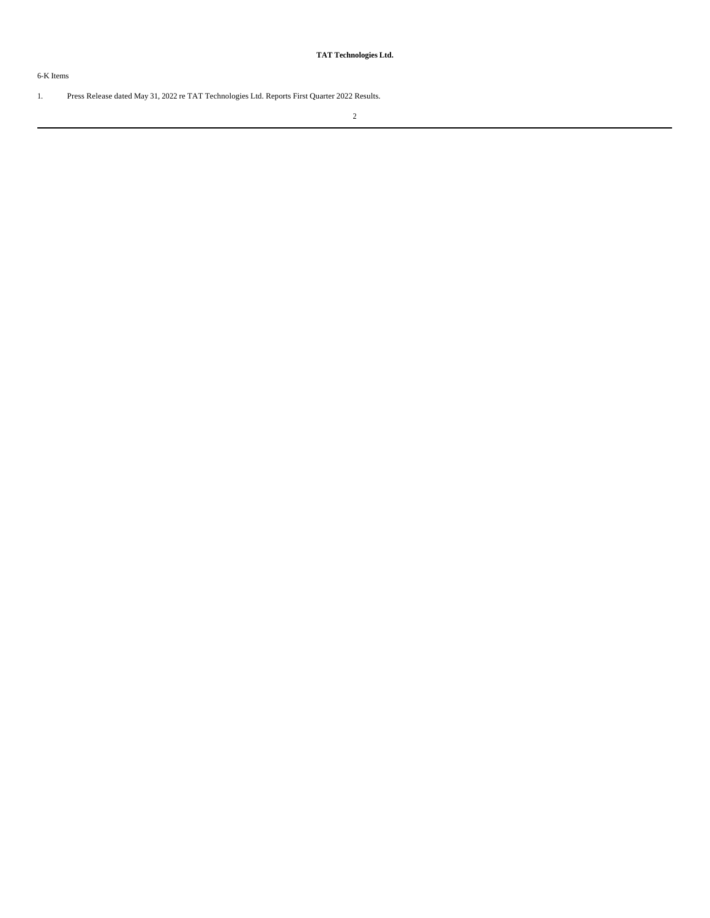**TAT Technologies Ltd.**

6-K Items

1. Press Release dated May 31, 2022 re TAT Technologies Ltd. Reports First Quarter 2022 Results.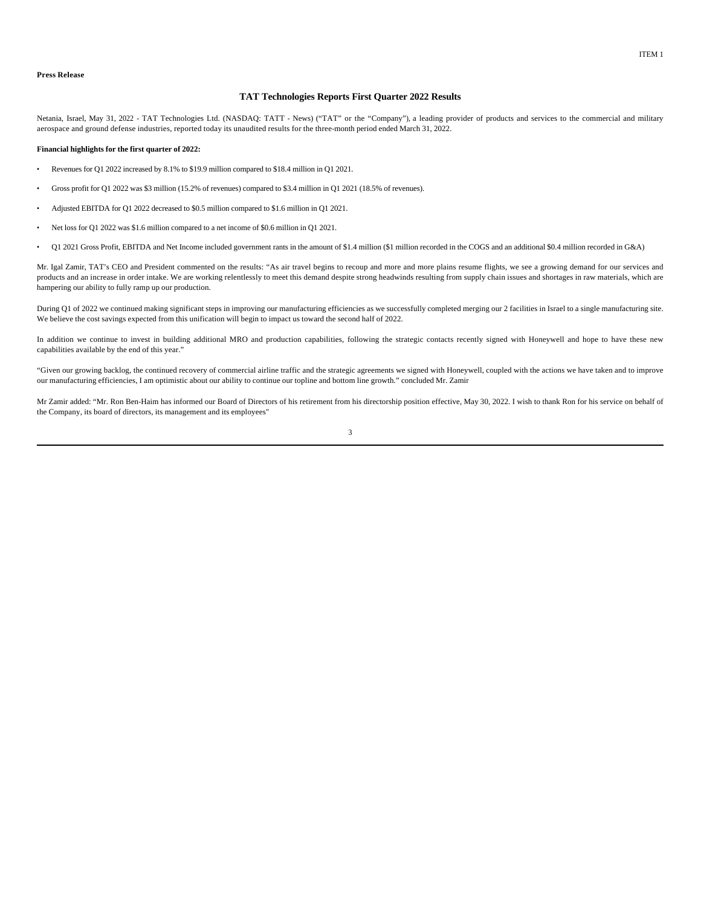ITEM 1

**Press Release**

## TAT Technologies Reports First Quarter 2022 Results

Netania, Israel, May 31, 2022 - TAT Technologies Ltd. (NASDAQ: TATT - News) ("TAT" or the "Company"), a leading provider of products and services to the commercial and military aerospace and ground defense industries, reported today its unaudited results for the three-month period ended March 31, 2022.

**Financial highlights for the first quarter of 2022:**

- Revenues for Q1 2022 increased by 8.1% to $19.9 million compared to $18.4 million in Q1 2021.
- Gross profit for Q1 2022 was $3 million (15.2% of revenues) compared to $3.4 million in Q1 2021 (18.5% of revenues).
- Adjusted EBITDA for Q1 2022 decreased to $0.5 million compared to $1.6 million in Q1 2021.
- Net loss for Q1 2022 was $1.6 million compared to a net income of $0.6 million in Q1 2021.
- Q1 2021 Gross Profit, EBITDA and Net Income included government rants in the amount of $1.4 million ($1 million recorded in the COGS and an additional $0.4 million recorded in G&A)

Mr. Igal Zamir, TAT's CEO and President commented on the results: "As air travel begins to recoup and more and more plains resume flights, we see a growing demand for our services and products and an increase in order intake. We are working relentlessly to meet this demand despite strong headwinds resulting from supply chain issues and shortages in raw materials, which are hampering our ability to fully ramp up our production.

During Q1 of 2022 we continued making significant steps in improving our manufacturing efficiencies as we successfully completed merging our 2 facilities in Israel to a single manufacturing site. We believe the cost savings expected from this unification will begin to impact us toward the second half of 2022.

In addition we continue to invest in building additional MRO and production capabilities, following the strategic contacts recently signed with Honeywell and hope to have these new capabilities available by the end of this year."

"Given our growing backlog, the continued recovery of commercial airline traffic and the strategic agreements we signed with Honeywell, coupled with the actions we have taken and to improve our manufacturing efficiencies, I am optimistic about our ability to continue our topline and bottom line growth." concluded Mr. Zamir

Mr Zamir added: "Mr. Ron Ben-Haim has informed our Board of Directors of his retirement from his directorship position effective, May 30, 2022. I wish to thank Ron for his service on behalf of the Company, its board of directors, its management and its employees"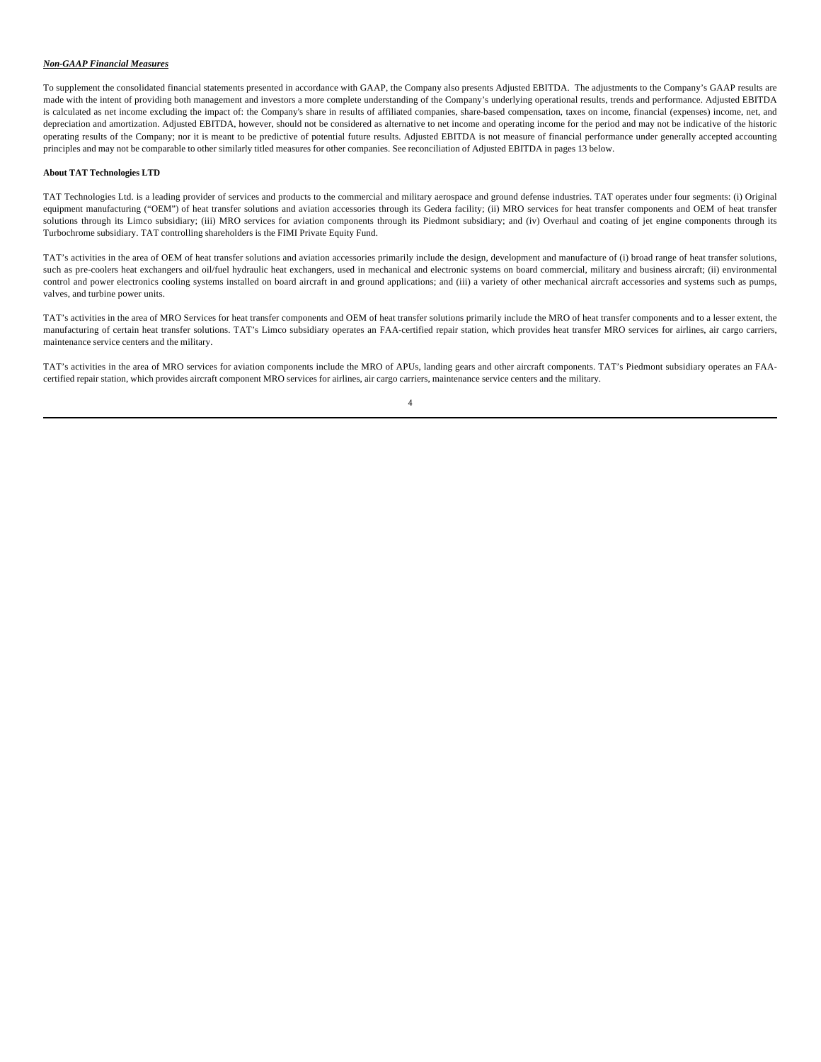***Non-GAAP Financial Measures***

To supplement the consolidated financial statements presented in accordance with GAAP, the Company also presents Adjusted EBITDA. The adjustments to the Company's GAAP results are made with the intent of providing both management and investors a more complete understanding of the Company's underlying operational results, trends and performance. Adjusted EBITDA is calculated as net income excluding the impact of: the Company's share in results of affiliated companies, share-based compensation, taxes on income, financial (expenses) income, net, and depreciation and amortization. Adjusted EBITDA, however, should not be considered as alternative to net income and operating income for the period and may not be indicative of the historic operating results of the Company; nor it is meant to be predictive of potential future results. Adjusted EBITDA is not measure of financial performance under generally accepted accounting principles and may not be comparable to other similarly titled measures for other companies. See reconciliation of Adjusted EBITDA in pages 13 below.

**About TAT Technologies LTD**

TAT Technologies Ltd. is a leading provider of services and products to the commercial and military aerospace and ground defense industries. TAT operates under four segments: (i) Original equipment manufacturing ("OEM") of heat transfer solutions and aviation accessories through its Gedera facility; (ii) MRO services for heat transfer components and OEM of heat transfer solutions through its Limco subsidiary; (iii) MRO services for aviation components through its Piedmont subsidiary; and (iv) Overhaul and coating of jet engine components through its Turbochrome subsidiary. TAT controlling shareholders is the FIMI Private Equity Fund.

TAT's activities in the area of OEM of heat transfer solutions and aviation accessories primarily include the design, development and manufacture of (i) broad range of heat transfer solutions, such as pre-coolers heat exchangers and oil/fuel hydraulic heat exchangers, used in mechanical and electronic systems on board commercial, military and business aircraft; (ii) environmental control and power electronics cooling systems installed on board aircraft in and ground applications; and (iii) a variety of other mechanical aircraft accessories and systems such as pumps, valves, and turbine power units.

TAT's activities in the area of MRO Services for heat transfer components and OEM of heat transfer solutions primarily include the MRO of heat transfer components and to a lesser extent, the manufacturing of certain heat transfer solutions. TAT's Limco subsidiary operates an FAA-certified repair station, which provides heat transfer MRO services for airlines, air cargo carriers, maintenance service centers and the military.

TAT's activities in the area of MRO services for aviation components include the MRO of APUs, landing gears and other aircraft components. TAT's Piedmont subsidiary operates an FAA-certified repair station, which provides aircraft component MRO services for airlines, air cargo carriers, maintenance service centers and the military.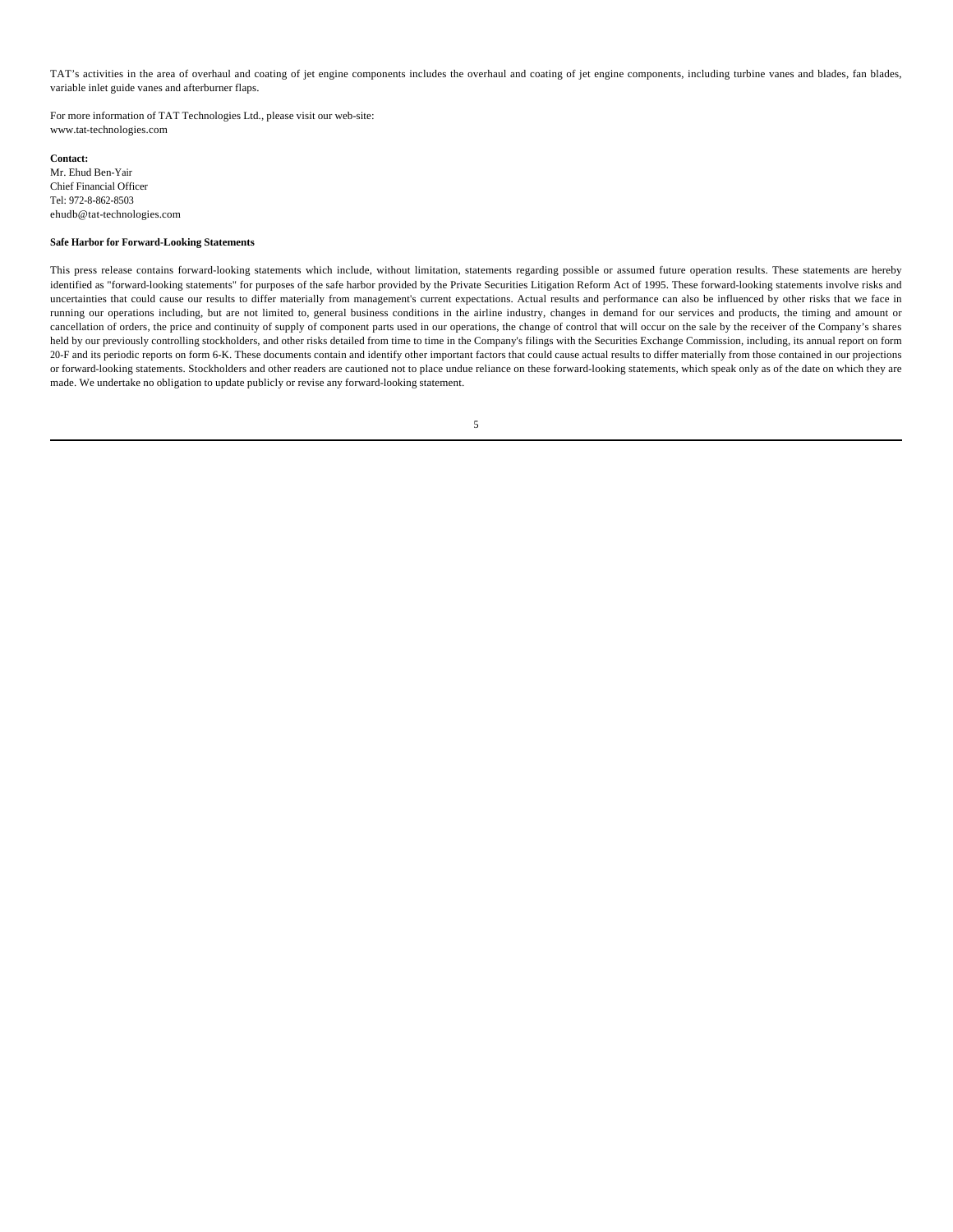TAT's activities in the area of overhaul and coating of jet engine components includes the overhaul and coating of jet engine components, including turbine vanes and blades, fan blades, variable inlet guide vanes and afterburner flaps.

For more information of TAT Technologies Ltd., please visit our web-site:
www.tat-technologies.com

**Contact:**
Mr. Ehud Ben-Yair
Chief Financial Officer
Tel: 972-8-862-8503
ehudb@tat-technologies.com

**Safe Harbor for Forward-Looking Statements**

This press release contains forward-looking statements which include, without limitation, statements regarding possible or assumed future operation results. These statements are hereby identified as "forward-looking statements" for purposes of the safe harbor provided by the Private Securities Litigation Reform Act of 1995. These forward-looking statements involve risks and uncertainties that could cause our results to differ materially from management's current expectations. Actual results and performance can also be influenced by other risks that we face in running our operations including, but are not limited to, general business conditions in the airline industry, changes in demand for our services and products, the timing and amount or cancellation of orders, the price and continuity of supply of component parts used in our operations, the change of control that will occur on the sale by the receiver of the Company's shares held by our previously controlling stockholders, and other risks detailed from time to time in the Company's filings with the Securities Exchange Commission, including, its annual report on form 20-F and its periodic reports on form 6-K. These documents contain and identify other important factors that could cause actual results to differ materially from those contained in our projections or forward-looking statements. Stockholders and other readers are cautioned not to place undue reliance on these forward-looking statements, which speak only as of the date on which they are made. We undertake no obligation to update publicly or revise any forward-looking statement.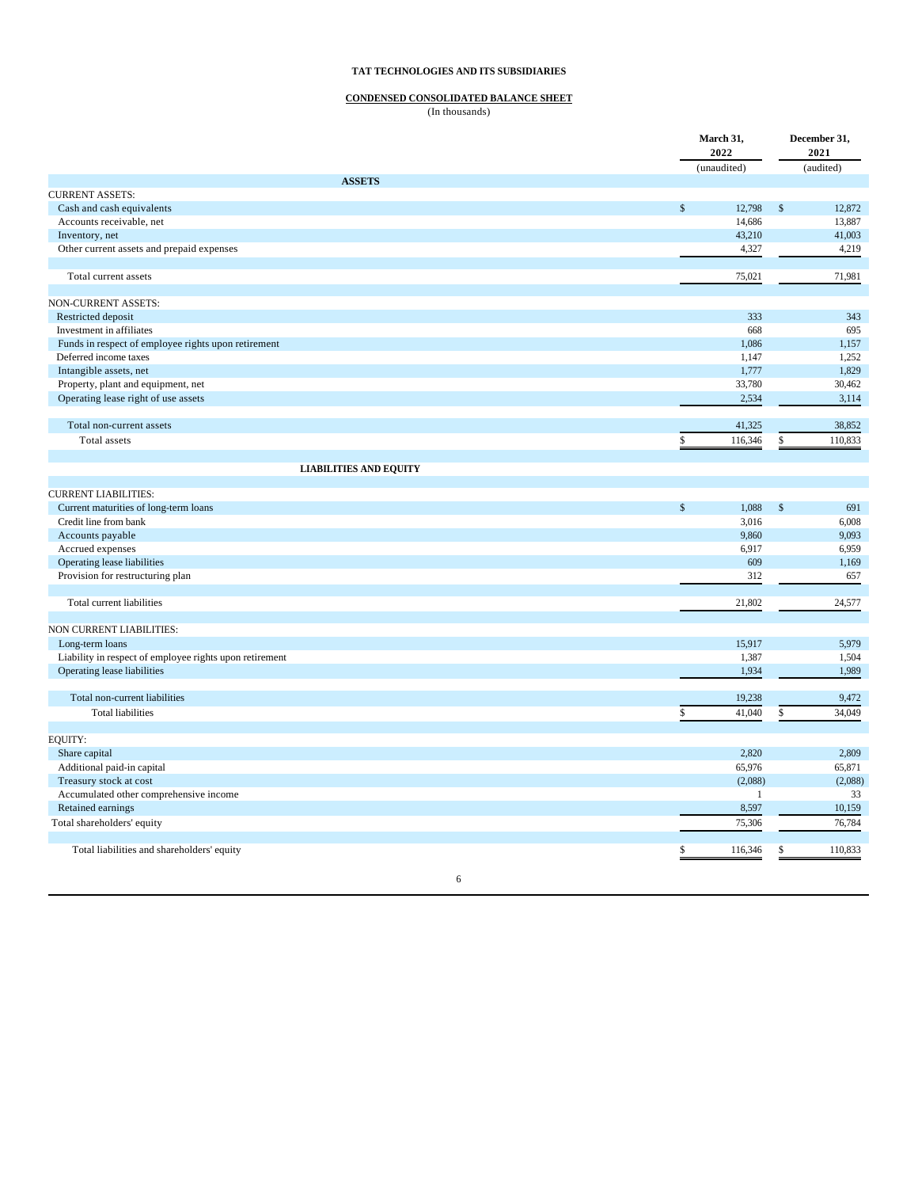**TAT TECHNOLOGIES AND ITS SUBSIDIARIES**

**CONDENSED CONSOLIDATED BALANCE SHEET**

(In thousands)

| | March 31, 2022 | December 31, 2021 |
|---|---|---|
| | (unaudited) | (audited) |
| **ASSETS** | | |
| CURRENT ASSETS: | | |
| Cash and cash equivalents | $ 12,798 | $ 12,872 |
| Accounts receivable, net | 14,686 | 13,887 |
| Inventory, net | 43,210 | 41,003 |
| Other current assets and prepaid expenses | 4,327 | 4,219 |
| Total current assets | 75,021 | 71,981 |
| NON-CURRENT ASSETS: | | |
| Restricted deposit | 333 | 343 |
| Investment in affiliates | 668 | 695 |
| Funds in respect of employee rights upon retirement | 1,086 | 1,157 |
| Deferred income taxes | 1,147 | 1,252 |
| Intangible assets, net | 1,777 | 1,829 |
| Property, plant and equipment, net | 33,780 | 30,462 |
| Operating lease right of use assets | 2,534 | 3,114 |
| Total non-current assets | 41,325 | 38,852 |
| Total assets | $ 116,346 | $ 110,833 |
| **LIABILITIES AND EQUITY** | | |
| CURRENT LIABILITIES: | | |
| Current maturities of long-term loans | $ 1,088 | $ 691 |
| Credit line from bank | 3,016 | 6,008 |
| Accounts payable | 9,860 | 9,093 |
| Accrued expenses | 6,917 | 6,959 |
| Operating lease liabilities | 609 | 1,169 |
| Provision for restructuring plan | 312 | 657 |
| Total current liabilities | 21,802 | 24,577 |
| NON CURRENT LIABILITIES: | | |
| Long-term loans | 15,917 | 5,979 |
| Liability in respect of employee rights upon retirement | 1,387 | 1,504 |
| Operating lease liabilities | 1,934 | 1,989 |
| Total non-current liabilities | 19,238 | 9,472 |
| Total liabilities | $ 41,040 | $ 34,049 |
| EQUITY: | | |
| Share capital | 2,820 | 2,809 |
| Additional paid-in capital | 65,976 | 65,871 |
| Treasury stock at cost | (2,088) | (2,088) |
| Accumulated other comprehensive income | 1 | 33 |
| Retained earnings | 8,597 | 10,159 |
| Total shareholders' equity | 75,306 | 76,784 |
| Total liabilities and shareholders' equity | $ 116,346 | $ 110,833 |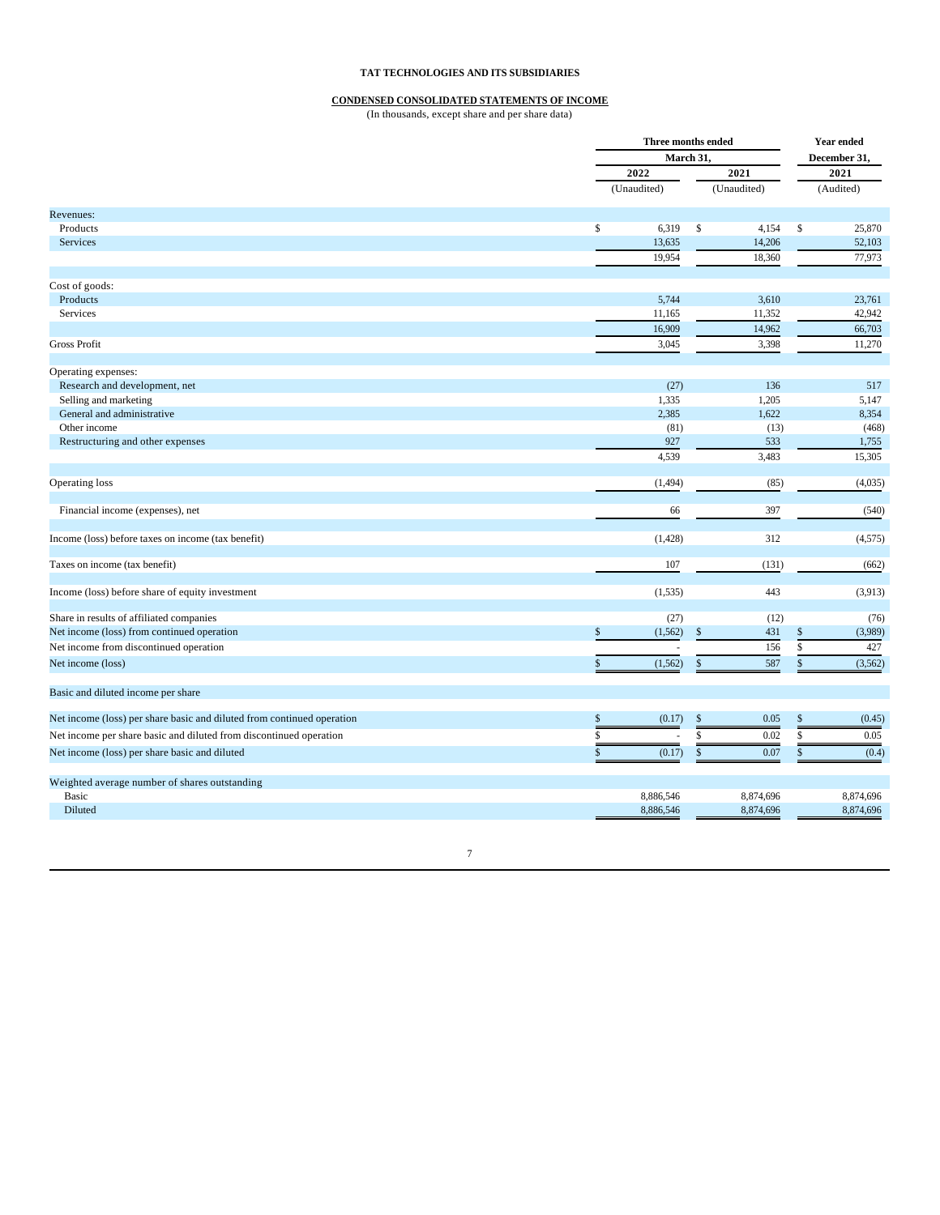**TAT TECHNOLOGIES AND ITS SUBSIDIARIES**

**CONDENSED CONSOLIDATED STATEMENTS OF INCOME**

(In thousands, except share and per share data)

| | Three months ended March 31, | | Year ended December 31, |
|---|---|---|---|
| | 2022 | 2021 | 2021 |
| | (Unaudited) | (Unaudited) | (Audited) |
| Revenues: | | | |
| Products | $ 6,319 | $ 4,154 | $ 25,870 |
| Services | 13,635 | 14,206 | 52,103 |
| | 19,954 | 18,360 | 77,973 |
| Cost of goods: | | | |
| Products | 5,744 | 3,610 | 23,761 |
| Services | 11,165 | 11,352 | 42,942 |
| | 16,909 | 14,962 | 66,703 |
| Gross Profit | 3,045 | 3,398 | 11,270 |
| Operating expenses: | | | |
| Research and development, net | (27) | 136 | 517 |
| Selling and marketing | 1,335 | 1,205 | 5,147 |
| General and administrative | 2,385 | 1,622 | 8,354 |
| Other income | (81) | (13) | (468) |
| Restructuring and other expenses | 927 | 533 | 1,755 |
| | 4,539 | 3,483 | 15,305 |
| Operating loss | (1,494) | (85) | (4,035) |
| Financial income (expenses), net | 66 | 397 | (540) |
| Income (loss) before taxes on income (tax benefit) | (1,428) | 312 | (4,575) |
| Taxes on income (tax benefit) | 107 | (131) | (662) |
| Income (loss) before share of equity investment | (1,535) | 443 | (3,913) |
| Share in results of affiliated companies | (27) | (12) | (76) |
| Net income (loss) from continued operation | $ (1,562) | $ 431 | $ (3,989) |
| Net income from discontinued operation | - | 156 | $ 427 |
| Net income (loss) | $ (1,562) | $ 587 | $ (3,562) |
| Basic and diluted income per share | | | |
| Net income (loss) per share basic and diluted from continued operation | $ (0.17) | $ 0.05 | $ (0.45) |
| Net income per share basic and diluted from discontinued operation | $ - | $ 0.02 | $ 0.05 |
| Net income (loss) per share basic and diluted | $ (0.17) | $ 0.07 | $ (0.4) |
| Weighted average number of shares outstanding | | | |
| Basic | 8,886,546 | 8,874,696 | 8,874,696 |
| Diluted | 8,886,546 | 8,874,696 | 8,874,696 |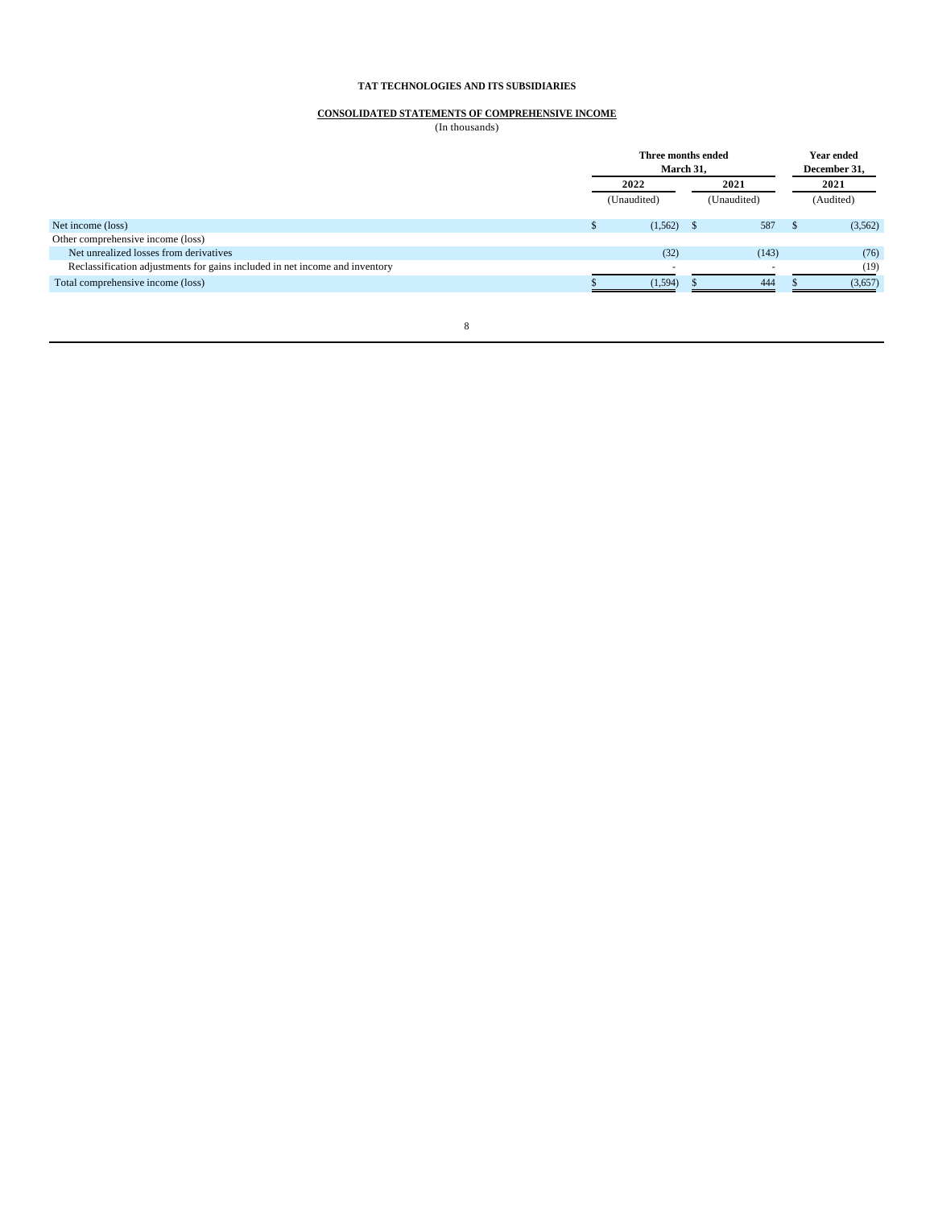**TAT TECHNOLOGIES AND ITS SUBSIDIARIES**

**CONSOLIDATED STATEMENTS OF COMPREHENSIVE INCOME**

(In thousands)

| | Three months ended March 31, | | Year ended December 31, |
|---|---|---|---|
| | 2022 | 2021 | 2021 |
| | (Unaudited) | (Unaudited) | (Audited) |
| Net income (loss) | $ (1,562) | $ 587 | $ (3,562) |
| Other comprehensive income (loss) | | | |
| Net unrealized losses from derivatives | (32) | (143) | (76) |
| Reclassification adjustments for gains included in net income and inventory | - | - | (19) |
| Total comprehensive income (loss) | $ (1,594) | $ 444 | $ (3,657) |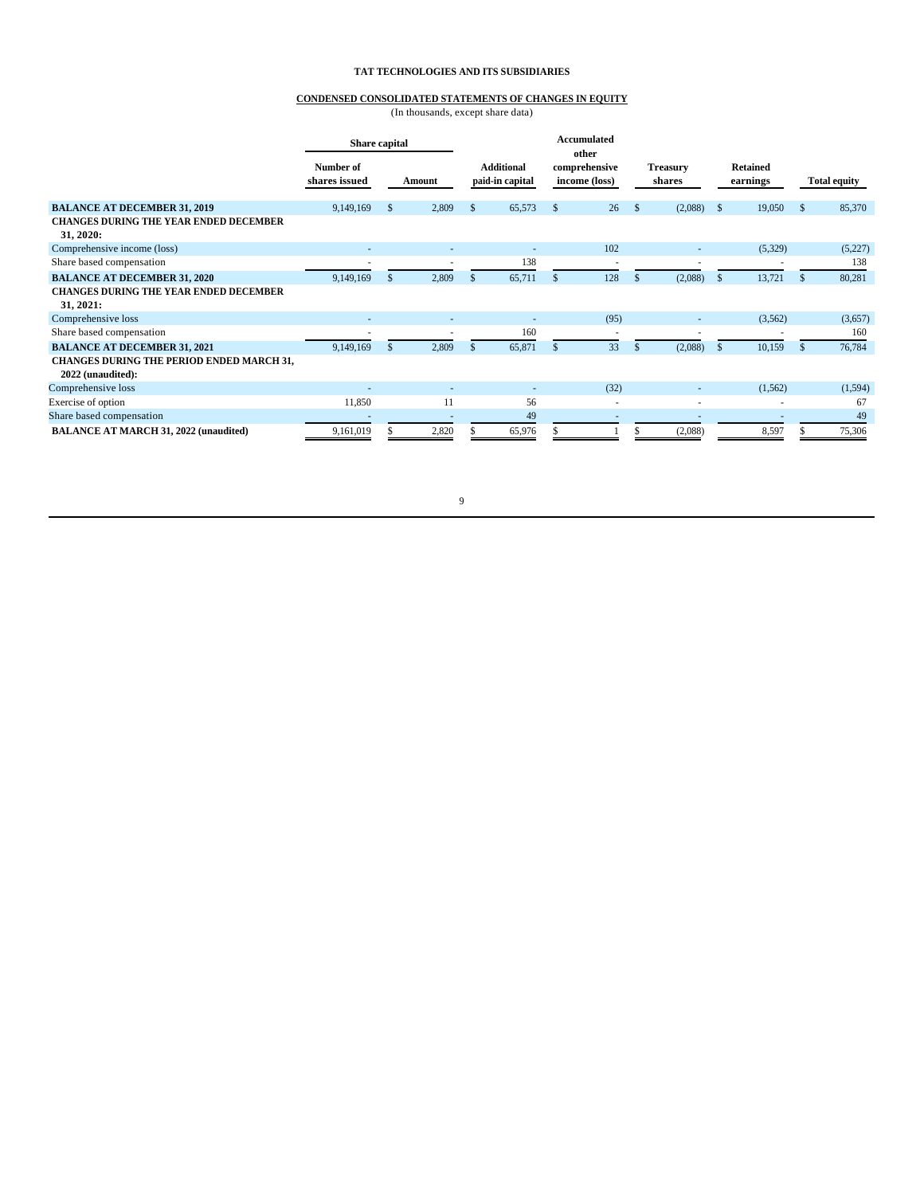**TAT TECHNOLOGIES AND ITS SUBSIDIARIES**

**CONDENSED CONSOLIDATED STATEMENTS OF CHANGES IN EQUITY**

(In thousands, except share data)

| | Share capital | | | Accumulated other comprehensive income (loss) | | | |
|---|---|---|---|---|---|---|---|
| | Number of shares issued | Amount | Additional paid-in capital | | Treasury shares | Retained earnings | Total equity |
| **BALANCE AT DECEMBER 31, 2019** | 9,149,169 | $ 2,809 | $ 65,573 | $ 26 | $ (2,088) | $ 19,050 | $ 85,370 |
| **CHANGES DURING THE YEAR ENDED DECEMBER 31, 2020:** | | | | | | | |
| Comprehensive income (loss) | - | - | - | 102 | - | (5,329) | (5,227) |
| Share based compensation | - | - | 138 | - | - | - | 138 |
| **BALANCE AT DECEMBER 31, 2020** | 9,149,169 | $ 2,809 | $ 65,711 | $ 128 | $ (2,088) | $ 13,721 | $ 80,281 |
| **CHANGES DURING THE YEAR ENDED DECEMBER 31, 2021:** | | | | | | | |
| Comprehensive loss | - | - | - | (95) | - | (3,562) | (3,657) |
| Share based compensation | - | - | 160 | - | - | - | 160 |
| **BALANCE AT DECEMBER 31, 2021** | 9,149,169 | $ 2,809 | $ 65,871 | $ 33 | $ (2,088) | $ 10,159 | $ 76,784 |
| **CHANGES DURING THE PERIOD ENDED MARCH 31, 2022 (unaudited):** | | | | | | | |
| Comprehensive loss | - | - | - | (32) | - | (1,562) | (1,594) |
| Exercise of option | 11,850 | 11 | 56 | - | - | - | 67 |
| Share based compensation | - | - | 49 | - | - | - | 49 |
| **BALANCE AT MARCH 31, 2022 (unaudited)** | 9,161,019 | $ 2,820 | $ 65,976 | $ 1 | $ (2,088) | 8,597 | $ 75,306 |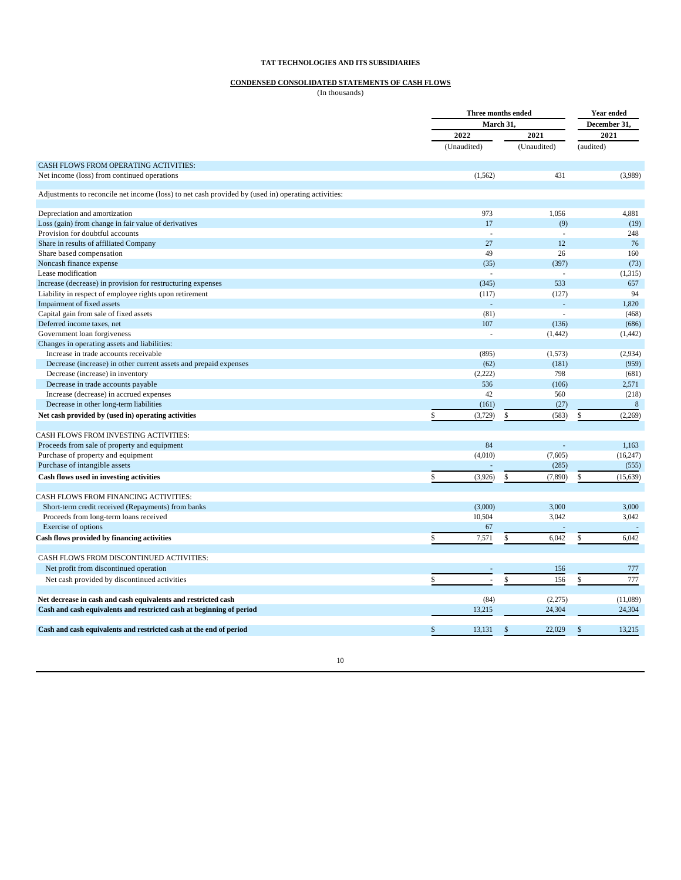**TAT TECHNOLOGIES AND ITS SUBSIDIARIES**

**CONDENSED CONSOLIDATED STATEMENTS OF CASH FLOWS**

(In thousands)

| | Three months ended March 31, | | Year ended December 31, |
|---|---|---|---|
| | 2022 | 2021 | 2021 |
| | (Unaudited) | (Unaudited) | (audited) |
| CASH FLOWS FROM OPERATING ACTIVITIES: | | | |
| Net income (loss) from continued operations | (1,562) | 431 | (3,989) |
| Adjustments to reconcile net income (loss) to net cash provided by (used in) operating activities: | | | |
| Depreciation and amortization | 973 | 1,056 | 4,881 |
| Loss (gain) from change in fair value of derivatives | 17 | (9) | (19) |
| Provision for doubtful accounts | - | - | 248 |
| Share in results of affiliated Company | 27 | 12 | 76 |
| Share based compensation | 49 | 26 | 160 |
| Noncash finance expense | (35) | (397) | (73) |
| Lease modification | - | - | (1,315) |
| Increase (decrease) in provision for restructuring expenses | (345) | 533 | 657 |
| Liability in respect of employee rights upon retirement | (117) | (127) | 94 |
| Impairment of fixed assets | - | - | 1,820 |
| Capital gain from sale of fixed assets | (81) | - | (468) |
| Deferred income taxes, net | 107 | (136) | (686) |
| Government loan forgiveness | - | (1,442) | (1,442) |
| Changes in operating assets and liabilities: | | | |
| Increase in trade accounts receivable | (895) | (1,573) | (2,934) |
| Decrease (increase) in other current assets and prepaid expenses | (62) | (181) | (959) |
| Decrease (increase) in inventory | (2,222) | 798 | (681) |
| Decrease in trade accounts payable | 536 | (106) | 2,571 |
| Increase (decrease) in accrued expenses | 42 | 560 | (218) |
| Decrease in other long-term liabilities | (161) | (27) | 8 |
| **Net cash provided by (used in) operating activities** | $ (3,729) | $ (583) | $ (2,269) |
| CASH FLOWS FROM INVESTING ACTIVITIES: | | | |
| Proceeds from sale of property and equipment | 84 | - | 1,163 |
| Purchase of property and equipment | (4,010) | (7,605) | (16,247) |
| Purchase of intangible assets | - | (285) | (555) |
| **Cash flows used in investing activities** | $ (3,926) | $ (7,890) | $ (15,639) |
| CASH FLOWS FROM FINANCING ACTIVITIES: | | | |
| Short-term credit received (Repayments) from banks | (3,000) | 3,000 | 3,000 |
| Proceeds from long-term loans received | 10,504 | 3,042 | 3,042 |
| Exercise of options | 67 | - | - |
| **Cash flows provided by financing activities** | $ 7,571 | $ 6,042 | $ 6,042 |
| CASH FLOWS FROM DISCONTINUED ACTIVITIES: | | | |
| Net profit from discontinued operation | - | 156 | 777 |
| Net cash provided by discontinued activities | $ - | $ 156 | $ 777 |
| **Net decrease in cash and cash equivalents and restricted cash** | (84) | (2,275) | (11,089) |
| **Cash and cash equivalents and restricted cash at beginning of period** | 13,215 | 24,304 | 24,304 |
| **Cash and cash equivalents and restricted cash at the end of period** | $ 13,131 | $ 22,029 | $ 13,215 |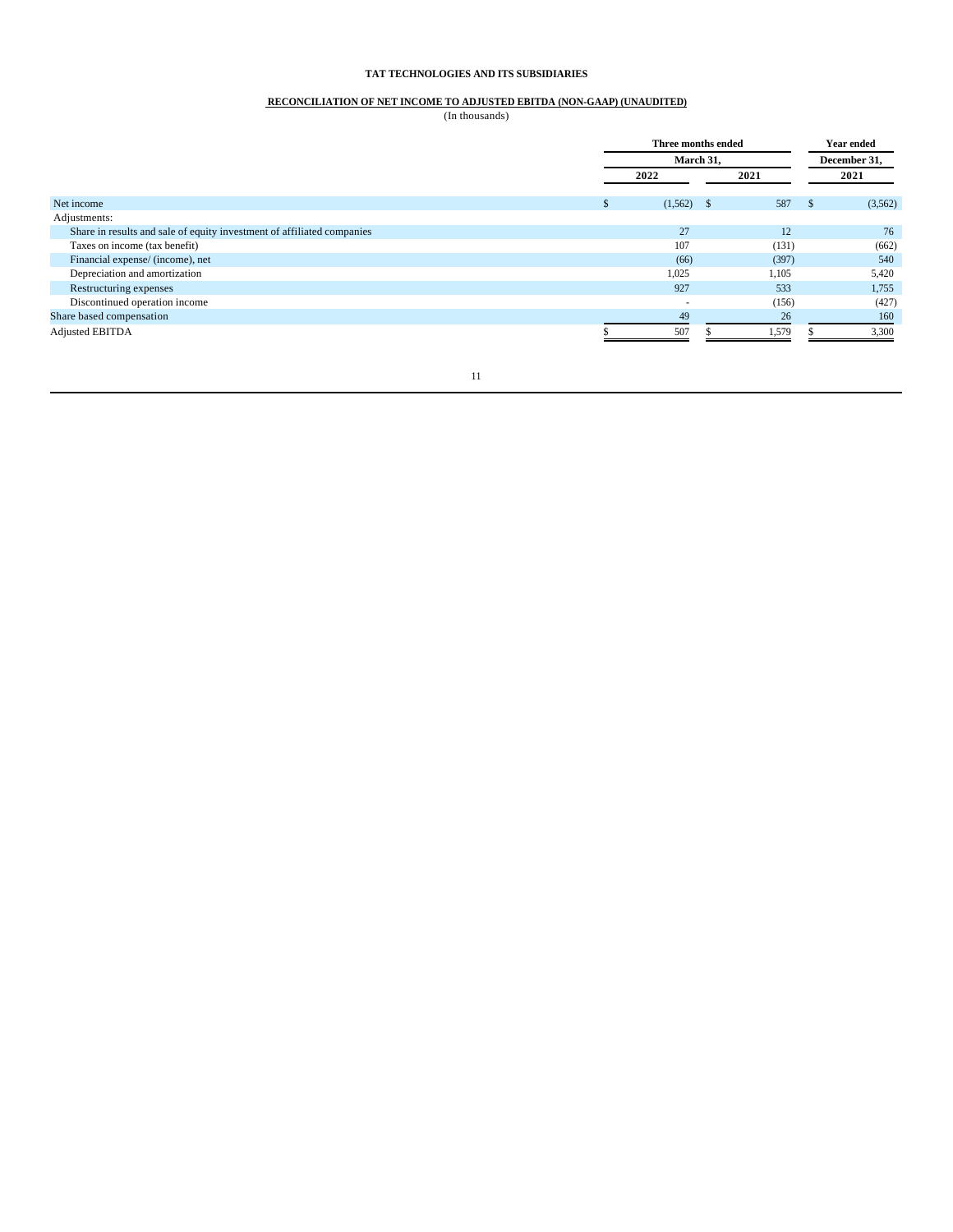**TAT TECHNOLOGIES AND ITS SUBSIDIARIES**

**RECONCILIATION OF NET INCOME TO ADJUSTED EBITDA (NON-GAAP) (UNAUDITED)**

(In thousands)

| | Three months ended March 31, | | Year ended December 31, |
|---|---|---|---|
| | 2022 | 2021 | 2021 |
| Net income | $ (1,562) | $ 587 | $ (3,562) |
| Adjustments: | | | |
| Share in results and sale of equity investment of affiliated companies | 27 | 12 | 76 |
| Taxes on income (tax benefit) | 107 | (131) | (662) |
| Financial expense/ (income), net | (66) | (397) | 540 |
| Depreciation and amortization | 1,025 | 1,105 | 5,420 |
| Restructuring expenses | 927 | 533 | 1,755 |
| Discontinued operation income | - | (156) | (427) |
| Share based compensation | 49 | 26 | 160 |
| Adjusted EBITDA | $ 507 | $ 1,579 | $ 3,300 |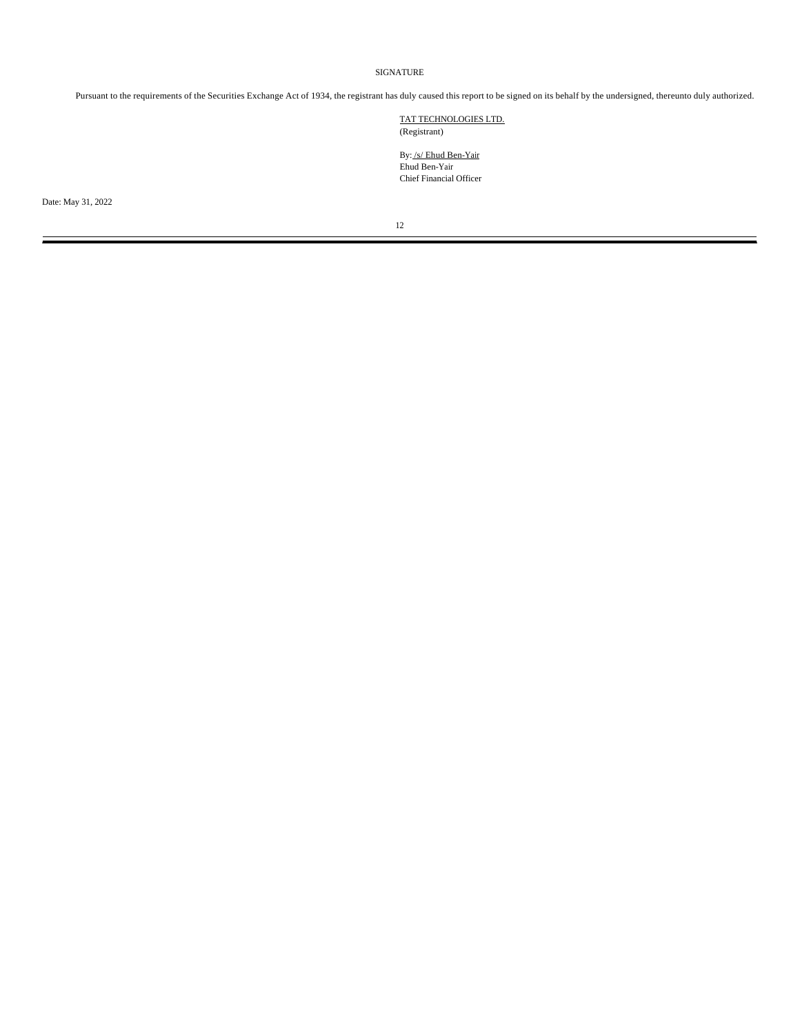SIGNATURE

Pursuant to the requirements of the Securities Exchange Act of 1934, the registrant has duly caused this report to be signed on its behalf by the undersigned, thereunto duly authorized.

TAT TECHNOLOGIES LTD.
(Registrant)

By: /s/ Ehud Ben-Yair
Ehud Ben-Yair
Chief Financial Officer

Date: May 31, 2022